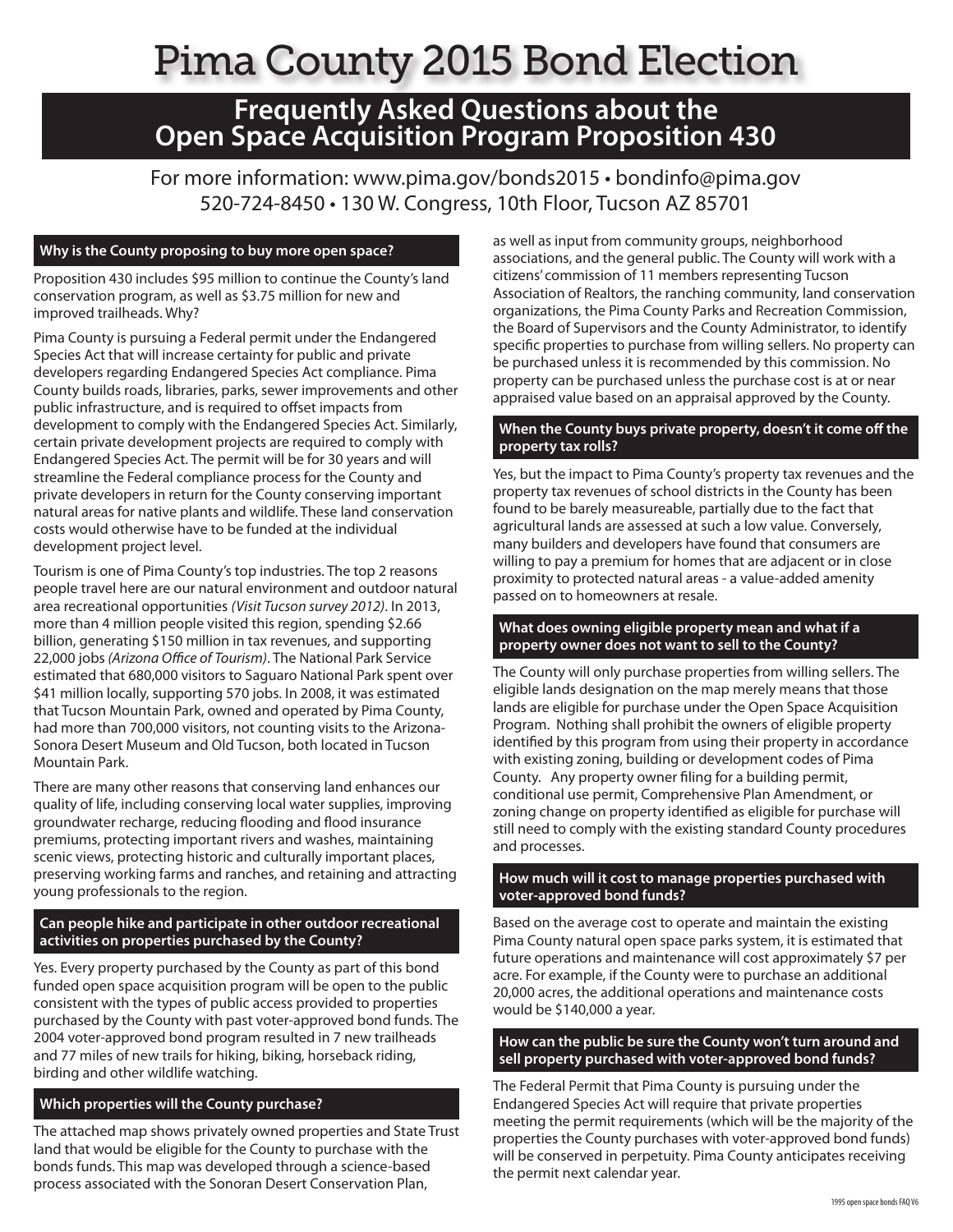# Pima County 2015 Bond Election

## Frequently Asked Questions about the Open Space Acquisition Program Proposition 430

For more information: www.pima.gov/bonds2015 • bondinfo@pima.gov
520-724-8450 • 130 W. Congress, 10th Floor, Tucson AZ 85701

### Why is the County proposing to buy more open space?

Proposition 430 includes $95 million to continue the County's land conservation program, as well as $3.75 million for new and improved trailheads. Why?

Pima County is pursuing a Federal permit under the Endangered Species Act that will increase certainty for public and private developers regarding Endangered Species Act compliance. Pima County builds roads, libraries, parks, sewer improvements and other public infrastructure, and is required to offset impacts from development to comply with the Endangered Species Act. Similarly, certain private development projects are required to comply with Endangered Species Act. The permit will be for 30 years and will streamline the Federal compliance process for the County and private developers in return for the County conserving important natural areas for native plants and wildlife. These land conservation costs would otherwise have to be funded at the individual development project level.

Tourism is one of Pima County's top industries. The top 2 reasons people travel here are our natural environment and outdoor natural area recreational opportunities *(Visit Tucson survey 2012)*. In 2013, more than 4 million people visited this region, spending $2.66 billion, generating $150 million in tax revenues, and supporting 22,000 jobs *(Arizona Office of Tourism)*. The National Park Service estimated that 680,000 visitors to Saguaro National Park spent over $41 million locally, supporting 570 jobs. In 2008, it was estimated that Tucson Mountain Park, owned and operated by Pima County, had more than 700,000 visitors, not counting visits to the Arizona-Sonora Desert Museum and Old Tucson, both located in Tucson Mountain Park.

There are many other reasons that conserving land enhances our quality of life, including conserving local water supplies, improving groundwater recharge, reducing flooding and flood insurance premiums, protecting important rivers and washes, maintaining scenic views, protecting historic and culturally important places, preserving working farms and ranches, and retaining and attracting young professionals to the region.

### Can people hike and participate in other outdoor recreational activities on properties purchased by the County?

Yes. Every property purchased by the County as part of this bond funded open space acquisition program will be open to the public consistent with the types of public access provided to properties purchased by the County with past voter-approved bond funds. The 2004 voter-approved bond program resulted in 7 new trailheads and 77 miles of new trails for hiking, biking, horseback riding, birding and other wildlife watching.

### Which properties will the County purchase?

The attached map shows privately owned properties and State Trust land that would be eligible for the County to purchase with the bonds funds. This map was developed through a science-based process associated with the Sonoran Desert Conservation Plan, as well as input from community groups, neighborhood associations, and the general public. The County will work with a citizens' commission of 11 members representing Tucson Association of Realtors, the ranching community, land conservation organizations, the Pima County Parks and Recreation Commission, the Board of Supervisors and the County Administrator, to identify specific properties to purchase from willing sellers. No property can be purchased unless it is recommended by this commission. No property can be purchased unless the purchase cost is at or near appraised value based on an appraisal approved by the County.

### When the County buys private property, doesn't it come off the property tax rolls?

Yes, but the impact to Pima County's property tax revenues and the property tax revenues of school districts in the County has been found to be barely measureable, partially due to the fact that agricultural lands are assessed at such a low value. Conversely, many builders and developers have found that consumers are willing to pay a premium for homes that are adjacent or in close proximity to protected natural areas - a value-added amenity passed on to homeowners at resale.

### What does owning eligible property mean and what if a property owner does not want to sell to the County?

The County will only purchase properties from willing sellers. The eligible lands designation on the map merely means that those lands are eligible for purchase under the Open Space Acquisition Program. Nothing shall prohibit the owners of eligible property identified by this program from using their property in accordance with existing zoning, building or development codes of Pima County. Any property owner filing for a building permit, conditional use permit, Comprehensive Plan Amendment, or zoning change on property identified as eligible for purchase will still need to comply with the existing standard County procedures and processes.

### How much will it cost to manage properties purchased with voter-approved bond funds?

Based on the average cost to operate and maintain the existing Pima County natural open space parks system, it is estimated that future operations and maintenance will cost approximately $7 per acre. For example, if the County were to purchase an additional 20,000 acres, the additional operations and maintenance costs would be $140,000 a year.

### How can the public be sure the County won't turn around and sell property purchased with voter-approved bond funds?

The Federal Permit that Pima County is pursuing under the Endangered Species Act will require that private properties meeting the permit requirements (which will be the majority of the properties the County purchases with voter-approved bond funds) will be conserved in perpetuity. Pima County anticipates receiving the permit next calendar year.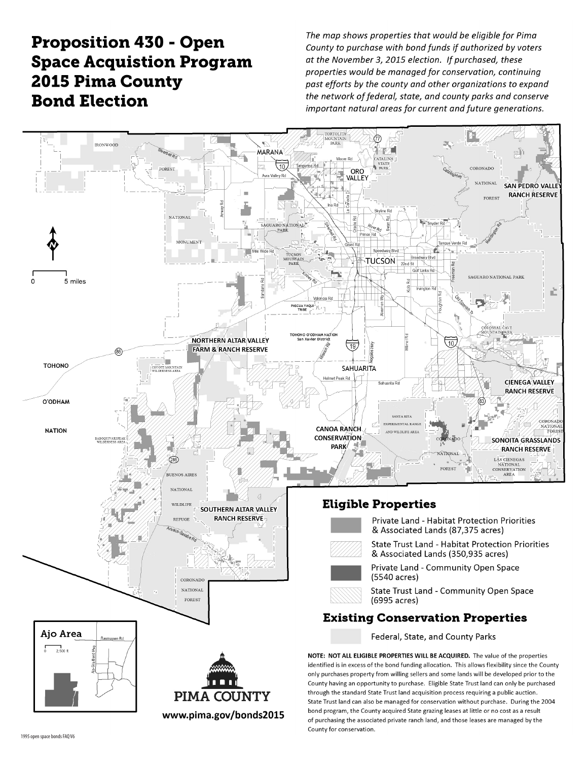# Proposition 430 - Open Space Acquistion Program 2015 Pima County Bond Election

*The map shows properties that would be eligible for Pima County to purchase with bond funds if authorized by voters at the November 3, 2015 election. If purchased, these properties would be managed for conservation, continuing past efforts by the county and other organizations to expand the network of federal, state, and county parks and conserve important natural areas for current and future generations.*

## Eligible Properties

- Private Land - Habitat Protection Priorities & Associated Lands (87,375 acres)
- State Trust Land - Habitat Protection Priorities & Associated Lands (350,935 acres)
- Private Land - Community Open Space (5540 acres)
- State Trust Land - Community Open Space (6995 acres)

## Existing Conservation Properties

- Federal, State, and County Parks

**NOTE: NOT ALL ELIGIBLE PROPERTIES WILL BE ACQUIRED.** The value of the properties identified is in excess of the bond funding allocation. This allows flexibility since the County only purchases property from willing sellers and some lands will be developed prior to the County having an opportunity to purchase. Eligible State Trust land can only be purchased through the standard State Trust land acquisition process requiring a public auction. State Trust land can also be managed for conservation without purchase. During the 2004 bond program, the County acquired State grazing leases at little or no cost as a result of purchasing the associated private ranch land, and those leases are managed by the County for conservation.

PIMA COUNTY

**www.pima.gov/bonds2015**

1995 open space bonds FAQ V6